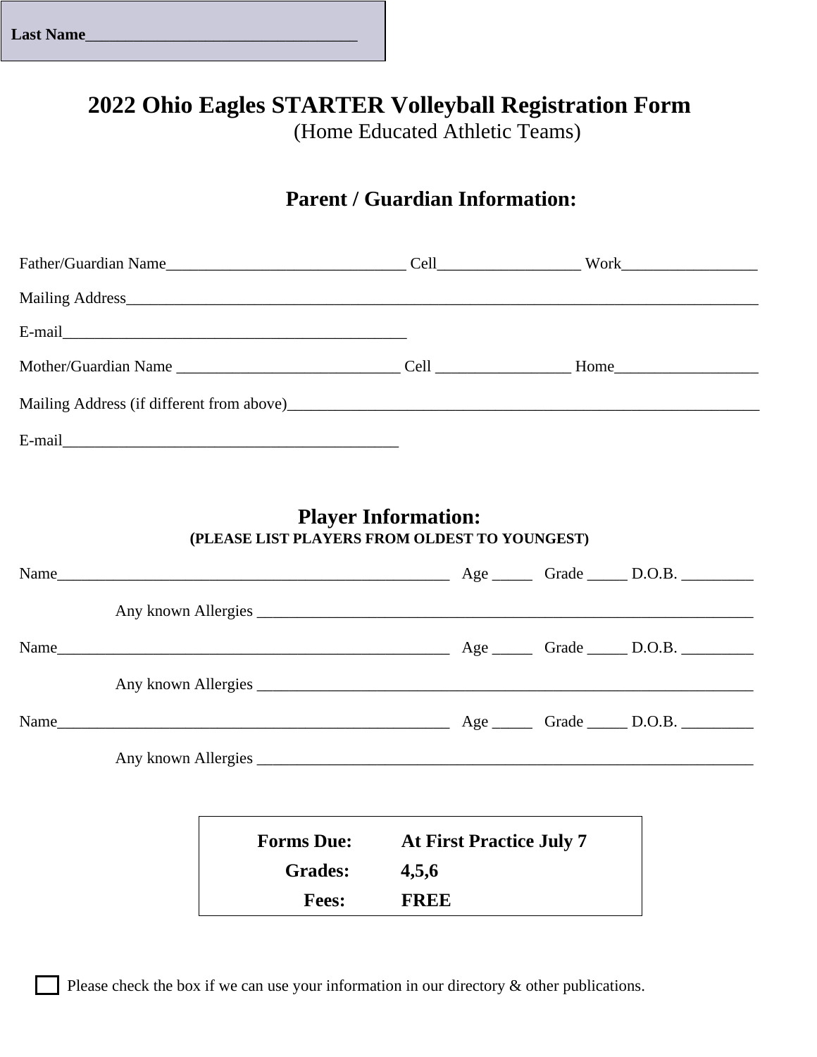**Last Name**\_\_\_\_\_\_\_\_\_\_\_\_\_\_\_\_\_\_\_\_\_\_\_\_\_\_\_\_\_\_\_\_\_\_

# 2022 Ohio Eagles STARTER Volleyball Registration Form

(Home Educated Athletic Teams)

## Parent / Guardian Information:

Father/Guardian Name\_\_\_\_\_\_\_\_\_\_\_\_\_\_\_\_\_\_\_\_\_\_\_\_\_\_\_\_\_\_ Cell\_\_\_\_\_\_\_\_\_\_\_\_\_\_\_\_\_\_ Work\_\_\_\_\_\_\_\_\_\_\_\_\_\_\_\_\_

Mailing Address\_\_\_\_\_\_\_\_\_\_\_\_\_\_\_\_\_\_\_\_\_\_\_\_\_\_\_\_\_\_\_\_\_\_\_\_\_\_\_\_\_\_\_\_\_\_\_\_\_\_\_\_\_\_\_\_\_\_\_\_\_\_\_\_\_\_\_\_\_\_\_\_\_\_

E-mail\_\_\_\_\_\_\_\_\_\_\_\_\_\_\_\_\_\_\_\_\_\_\_\_\_\_\_\_\_\_\_\_\_\_\_\_\_\_\_\_\_\_\_\_

Mother/Guardian Name \_\_\_\_\_\_\_\_\_\_\_\_\_\_\_\_\_\_\_\_\_\_\_\_\_\_\_\_ Cell \_\_\_\_\_\_\_\_\_\_\_\_\_\_\_\_\_ Home\_\_\_\_\_\_\_\_\_\_\_\_\_\_\_\_\_\_

Mailing Address (if different from above)\_\_\_\_\_\_\_\_\_\_\_\_\_\_\_\_\_\_\_\_\_\_\_\_\_\_\_\_\_\_\_\_\_\_\_\_\_\_\_\_\_\_\_\_\_\_\_\_\_\_\_\_\_\_\_\_\_\_\_\_

E-mail\_\_\_\_\_\_\_\_\_\_\_\_\_\_\_\_\_\_\_\_\_\_\_\_\_\_\_\_\_\_\_\_\_\_\_\_\_\_\_\_\_\_\_

## Player Information:

**(PLEASE LIST PLAYERS FROM OLDEST TO YOUNGEST)**

Name\_\_\_\_\_\_\_\_\_\_\_\_\_\_\_\_\_\_\_\_\_\_\_\_\_\_\_\_\_\_\_\_\_\_\_\_\_\_\_\_\_\_\_\_\_\_\_\_\_ Age \_\_\_\_\_ Grade \_\_\_\_\_ D.O.B. \_\_\_\_\_\_\_\_\_

Any known Allergies \_\_\_\_\_\_\_\_\_\_\_\_\_\_\_\_\_\_\_\_\_\_\_\_\_\_\_\_\_\_\_\_\_\_\_\_\_\_\_\_\_\_\_\_\_\_\_\_\_\_\_\_\_\_\_\_\_\_\_\_\_\_

Name\_\_\_\_\_\_\_\_\_\_\_\_\_\_\_\_\_\_\_\_\_\_\_\_\_\_\_\_\_\_\_\_\_\_\_\_\_\_\_\_\_\_\_\_\_\_\_\_\_ Age \_\_\_\_\_ Grade \_\_\_\_\_ D.O.B. \_\_\_\_\_\_\_\_\_

Any known Allergies \_\_\_\_\_\_\_\_\_\_\_\_\_\_\_\_\_\_\_\_\_\_\_\_\_\_\_\_\_\_\_\_\_\_\_\_\_\_\_\_\_\_\_\_\_\_\_\_\_\_\_\_\_\_\_\_\_\_\_\_\_\_

Name\_\_\_\_\_\_\_\_\_\_\_\_\_\_\_\_\_\_\_\_\_\_\_\_\_\_\_\_\_\_\_\_\_\_\_\_\_\_\_\_\_\_\_\_\_\_\_\_\_ Age \_\_\_\_\_ Grade \_\_\_\_\_ D.O.B. \_\_\_\_\_\_\_\_\_

Any known Allergies \_\_\_\_\_\_\_\_\_\_\_\_\_\_\_\_\_\_\_\_\_\_\_\_\_\_\_\_\_\_\_\_\_\_\_\_\_\_\_\_\_\_\_\_\_\_\_\_\_\_\_\_\_\_\_\_\_\_\_\_\_\_

| | |
|---|---|
| **Forms Due:** | **At First Practice July 7** |
| **Grades:** | **4,5,6** |
| **Fees:** | **FREE** |

☐ Please check the box if we can use your information in our directory & other publications.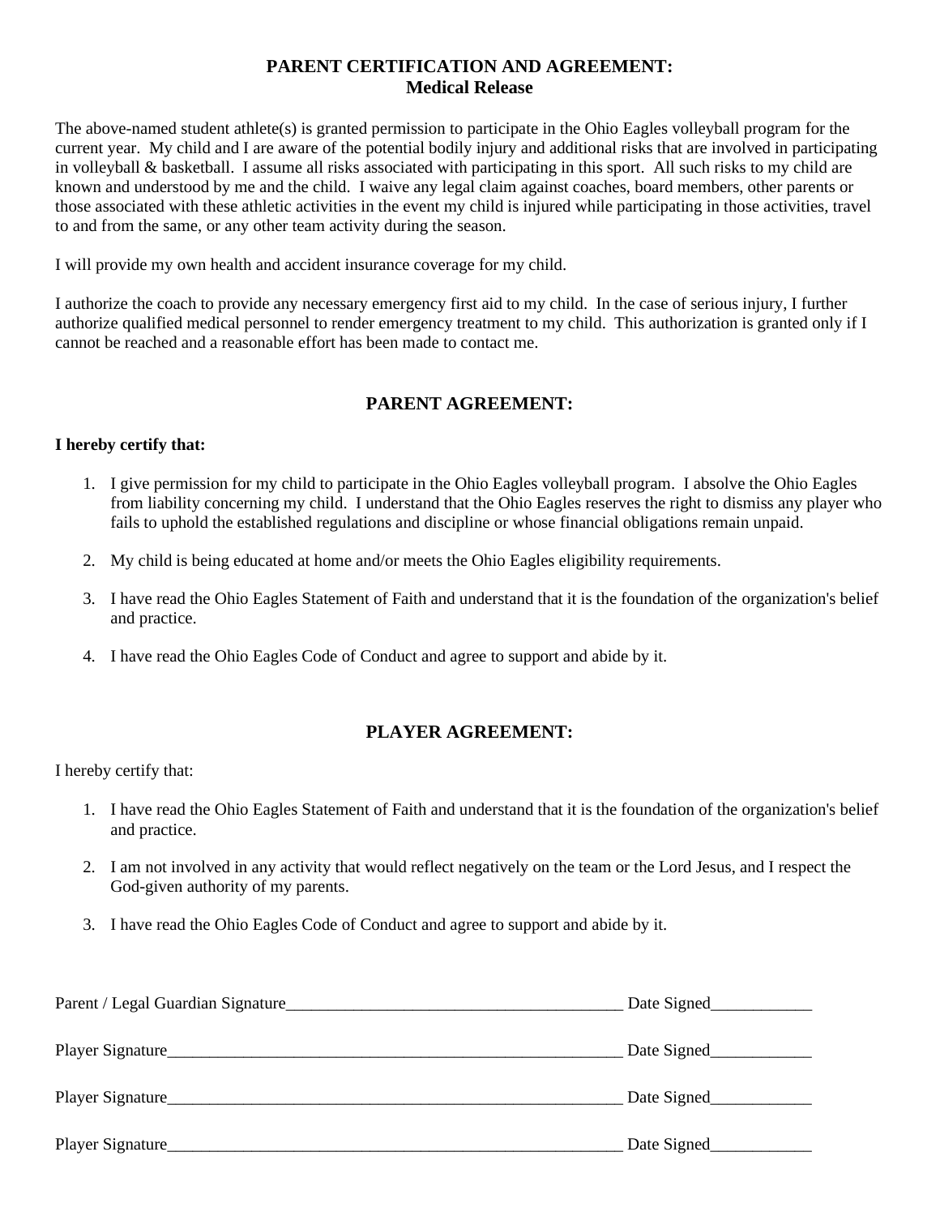## PARENT CERTIFICATION AND AGREEMENT:
## Medical Release

The above-named student athlete(s) is granted permission to participate in the Ohio Eagles volleyball program for the current year. My child and I are aware of the potential bodily injury and additional risks that are involved in participating in volleyball & basketball. I assume all risks associated with participating in this sport. All such risks to my child are known and understood by me and the child. I waive any legal claim against coaches, board members, other parents or those associated with these athletic activities in the event my child is injured while participating in those activities, travel to and from the same, or any other team activity during the season.

I will provide my own health and accident insurance coverage for my child.

I authorize the coach to provide any necessary emergency first aid to my child. In the case of serious injury, I further authorize qualified medical personnel to render emergency treatment to my child. This authorization is granted only if I cannot be reached and a reasonable effort has been made to contact me.

## PARENT AGREEMENT:

**I hereby certify that:**

1. I give permission for my child to participate in the Ohio Eagles volleyball program. I absolve the Ohio Eagles from liability concerning my child. I understand that the Ohio Eagles reserves the right to dismiss any player who fails to uphold the established regulations and discipline or whose financial obligations remain unpaid.
2. My child is being educated at home and/or meets the Ohio Eagles eligibility requirements.
3. I have read the Ohio Eagles Statement of Faith and understand that it is the foundation of the organization's belief and practice.
4. I have read the Ohio Eagles Code of Conduct and agree to support and abide by it.

## PLAYER AGREEMENT:

I hereby certify that:

1. I have read the Ohio Eagles Statement of Faith and understand that it is the foundation of the organization's belief and practice.
2. I am not involved in any activity that would reflect negatively on the team or the Lord Jesus, and I respect the God-given authority of my parents.
3. I have read the Ohio Eagles Code of Conduct and agree to support and abide by it.

Parent / Legal Guardian Signature_________________________________________ Date Signed____________

Player Signature_________________________________________________________ Date Signed____________

Player Signature_________________________________________________________ Date Signed____________

Player Signature_________________________________________________________ Date Signed____________